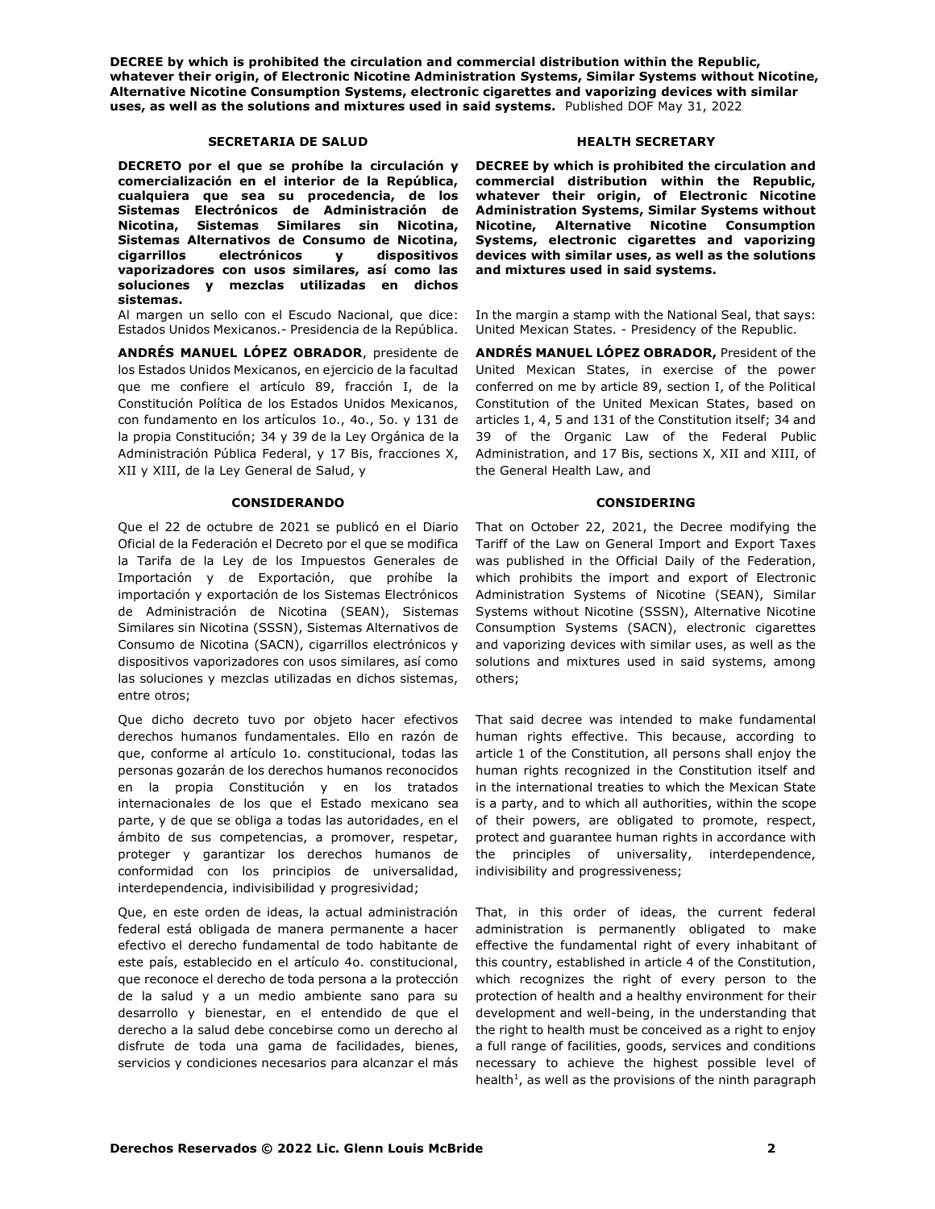**DECREE by which is prohibited the circulation and commercial distribution within the Republic, whatever their origin, of Electronic Nicotine Administration Systems, Similar Systems without Nicotine, Alternative Nicotine Consumption Systems, electronic cigarettes and vaporizing devices with similar uses, as well as the solutions and mixtures used in said systems.** Published DOF May 31, 2022

**SECRETARIA DE SALUD**

**DECRETO por el que se prohíbe la circulación y comercialización en el interior de la República, cualquiera que sea su procedencia, de los Sistemas Electrónicos de Administración de Nicotina, Sistemas Similares sin Nicotina, Sistemas Alternativos de Consumo de Nicotina, cigarrillos electrónicos y dispositivos vaporizadores con usos similares, así como las soluciones y mezclas utilizadas en dichos sistemas.**

Al margen un sello con el Escudo Nacional, que dice: Estados Unidos Mexicanos.- Presidencia de la República.

**ANDRÉS MANUEL LÓPEZ OBRADOR**, presidente de los Estados Unidos Mexicanos, en ejercicio de la facultad que me confiere el artículo 89, fracción I, de la Constitución Política de los Estados Unidos Mexicanos, con fundamento en los artículos 1o., 4o., 5o. y 131 de la propia Constitución; 34 y 39 de la Ley Orgánica de la Administración Pública Federal, y 17 Bis, fracciones X, XII y XIII, de la Ley General de Salud, y

**CONSIDERANDO**

Que el 22 de octubre de 2021 se publicó en el Diario Oficial de la Federación el Decreto por el que se modifica la Tarifa de la Ley de los Impuestos Generales de Importación y de Exportación, que prohíbe la importación y exportación de los Sistemas Electrónicos de Administración de Nicotina (SEAN), Sistemas Similares sin Nicotina (SSSN), Sistemas Alternativos de Consumo de Nicotina (SACN), cigarrillos electrónicos y dispositivos vaporizadores con usos similares, así como las soluciones y mezclas utilizadas en dichos sistemas, entre otros;

Que dicho decreto tuvo por objeto hacer efectivos derechos humanos fundamentales. Ello en razón de que, conforme al artículo 1o. constitucional, todas las personas gozarán de los derechos humanos reconocidos en la propia Constitución y en los tratados internacionales de los que el Estado mexicano sea parte, y de que se obliga a todas las autoridades, en el ámbito de sus competencias, a promover, respetar, proteger y garantizar los derechos humanos de conformidad con los principios de universalidad, interdependencia, indivisibilidad y progresividad;

Que, en este orden de ideas, la actual administración federal está obligada de manera permanente a hacer efectivo el derecho fundamental de todo habitante de este país, establecido en el artículo 4o. constitucional, que reconoce el derecho de toda persona a la protección de la salud y a un medio ambiente sano para su desarrollo y bienestar, en el entendido de que el derecho a la salud debe concebirse como un derecho al disfrute de toda una gama de facilidades, bienes, servicios y condiciones necesarios para alcanzar el más

**HEALTH SECRETARY**

**DECREE by which is prohibited the circulation and commercial distribution within the Republic, whatever their origin, of Electronic Nicotine Administration Systems, Similar Systems without Nicotine, Alternative Nicotine Consumption Systems, electronic cigarettes and vaporizing devices with similar uses, as well as the solutions and mixtures used in said systems.**

In the margin a stamp with the National Seal, that says: United Mexican States. - Presidency of the Republic.

**ANDRÉS MANUEL LÓPEZ OBRADOR,** President of the United Mexican States, in exercise of the power conferred on me by article 89, section I, of the Political Constitution of the United Mexican States, based on articles 1, 4, 5 and 131 of the Constitution itself; 34 and 39 of the Organic Law of the Federal Public Administration, and 17 Bis, sections X, XII and XIII, of the General Health Law, and

**CONSIDERING**

That on October 22, 2021, the Decree modifying the Tariff of the Law on General Import and Export Taxes was published in the Official Daily of the Federation, which prohibits the import and export of Electronic Administration Systems of Nicotine (SEAN), Similar Systems without Nicotine (SSSN), Alternative Nicotine Consumption Systems (SACN), electronic cigarettes and vaporizing devices with similar uses, as well as the solutions and mixtures used in said systems, among others;

That said decree was intended to make fundamental human rights effective. This because, according to article 1 of the Constitution, all persons shall enjoy the human rights recognized in the Constitution itself and in the international treaties to which the Mexican State is a party, and to which all authorities, within the scope of their powers, are obligated to promote, respect, protect and guarantee human rights in accordance with the principles of universality, interdependence, indivisibility and progressiveness;

That, in this order of ideas, the current federal administration is permanently obligated to make effective the fundamental right of every inhabitant of this country, established in article 4 of the Constitution, which recognizes the right of every person to the protection of health and a healthy environment for their development and well-being, in the understanding that the right to health must be conceived as a right to enjoy a full range of facilities, goods, services and conditions necessary to achieve the highest possible level of health[1], as well as the provisions of the ninth paragraph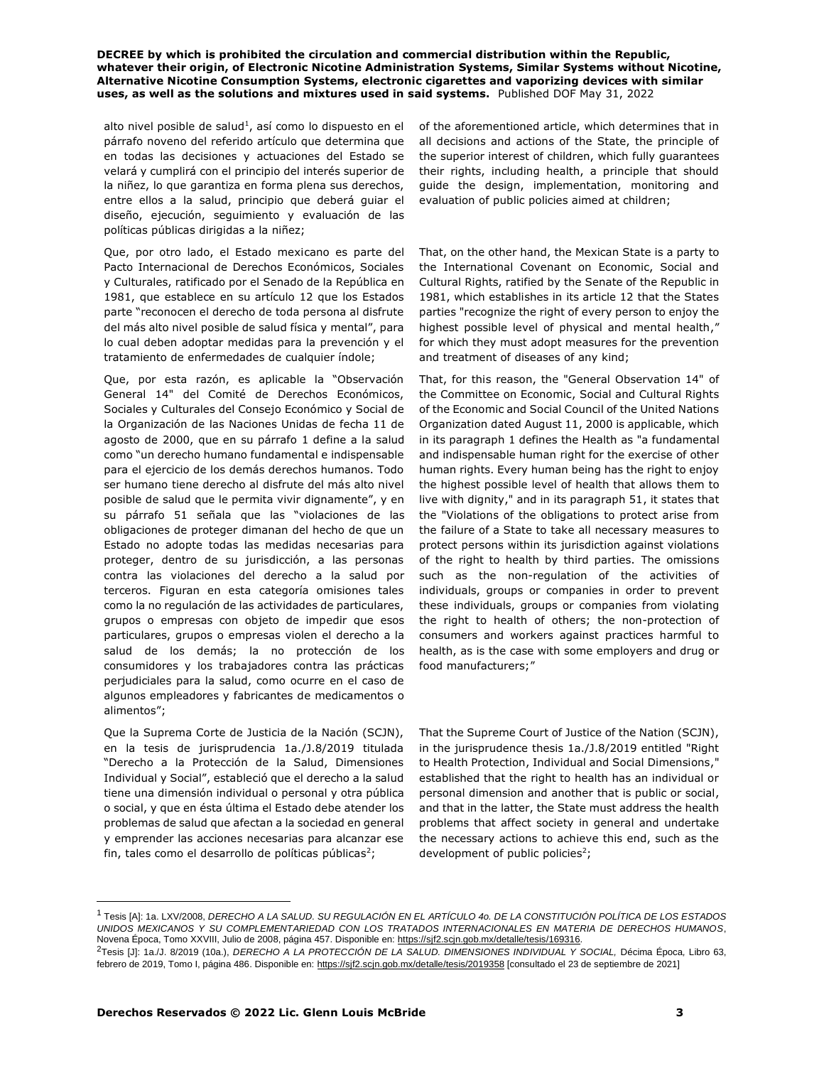alto nivel posible de salud[1], así como lo dispuesto en el párrafo noveno del referido artículo que determina que en todas las decisiones y actuaciones del Estado se velará y cumplirá con el principio del interés superior de la niñez, lo que garantiza en forma plena sus derechos, entre ellos a la salud, principio que deberá guiar el diseño, ejecución, seguimiento y evaluación de las políticas públicas dirigidas a la niñez;

of the aforementioned article, which determines that in all decisions and actions of the State, the principle of the superior interest of children, which fully guarantees their rights, including health, a principle that should guide the design, implementation, monitoring and evaluation of public policies aimed at children;

Que, por otro lado, el Estado mexicano es parte del Pacto Internacional de Derechos Económicos, Sociales y Culturales, ratificado por el Senado de la República en 1981, que establece en su artículo 12 que los Estados parte "reconocen el derecho de toda persona al disfrute del más alto nivel posible de salud física y mental", para lo cual deben adoptar medidas para la prevención y el tratamiento de enfermedades de cualquier índole;

That, on the other hand, the Mexican State is a party to the International Covenant on Economic, Social and Cultural Rights, ratified by the Senate of the Republic in 1981, which establishes in its article 12 that the States parties "recognize the right of every person to enjoy the highest possible level of physical and mental health," for which they must adopt measures for the prevention and treatment of diseases of any kind;

Que, por esta razón, es aplicable la "Observación General 14" del Comité de Derechos Económicos, Sociales y Culturales del Consejo Económico y Social de la Organización de las Naciones Unidas de fecha 11 de agosto de 2000, que en su párrafo 1 define a la salud como "un derecho humano fundamental e indispensable para el ejercicio de los demás derechos humanos. Todo ser humano tiene derecho al disfrute del más alto nivel posible de salud que le permita vivir dignamente", y en su párrafo 51 señala que las "violaciones de las obligaciones de proteger dimanan del hecho de que un Estado no adopte todas las medidas necesarias para proteger, dentro de su jurisdicción, a las personas contra las violaciones del derecho a la salud por terceros. Figuran en esta categoría omisiones tales como la no regulación de las actividades de particulares, grupos o empresas con objeto de impedir que esos particulares, grupos o empresas violen el derecho a la salud de los demás; la no protección de los consumidores y los trabajadores contra las prácticas perjudiciales para la salud, como ocurre en el caso de algunos empleadores y fabricantes de medicamentos o alimentos";

That, for this reason, the "General Observation 14" of the Committee on Economic, Social and Cultural Rights of the Economic and Social Council of the United Nations Organization dated August 11, 2000 is applicable, which in its paragraph 1 defines the Health as "a fundamental and indispensable human right for the exercise of other human rights. Every human being has the right to enjoy the highest possible level of health that allows them to live with dignity," and in its paragraph 51, it states that the "Violations of the obligations to protect arise from the failure of a State to take all necessary measures to protect persons within its jurisdiction against violations of the right to health by third parties. The omissions such as the non-regulation of the activities of individuals, groups or companies in order to prevent these individuals, groups or companies from violating the right to health of others; the non-protection of consumers and workers against practices harmful to health, as is the case with some employers and drug or food manufacturers;"

Que la Suprema Corte de Justicia de la Nación (SCJN), en la tesis de jurisprudencia 1a./J.8/2019 titulada "Derecho a la Protección de la Salud, Dimensiones Individual y Social", estableció que el derecho a la salud tiene una dimensión individual o personal y otra pública o social, y que en ésta última el Estado debe atender los problemas de salud que afectan a la sociedad en general y emprender las acciones necesarias para alcanzar ese fin, tales como el desarrollo de políticas públicas[2];

That the Supreme Court of Justice of the Nation (SCJN), in the jurisprudence thesis 1a./J.8/2019 entitled "Right to Health Protection, Individual and Social Dimensions," established that the right to health has an individual or personal dimension and another that is public or social, and that in the latter, the State must address the health problems that affect society in general and undertake the necessary actions to achieve this end, such as the development of public policies[2];

---

[1] Tesis [A]: 1a. LXV/2008, *DERECHO A LA SALUD. SU REGULACIÓN EN EL ARTÍCULO 4o. DE LA CONSTITUCIÓN POLÍTICA DE LOS ESTADOS UNIDOS MEXICANOS Y SU COMPLEMENTARIEDAD CON LOS TRATADOS INTERNACIONALES EN MATERIA DE DERECHOS HUMANOS*, Novena Época, Tomo XXVIII, Julio de 2008, página 457. Disponible en: https://sjf2.scjn.gob.mx/detalle/tesis/169316.

[2] Tesis [J]: 1a./J. 8/2019 (10a.), *DERECHO A LA PROTECCIÓN DE LA SALUD. DIMENSIONES INDIVIDUAL Y SOCIAL*, Décima Época, Libro 63, febrero de 2019, Tomo I, página 486. Disponible en: https://sjf2.scjn.gob.mx/detalle/tesis/2019358 [consultado el 23 de septiembre de 2021]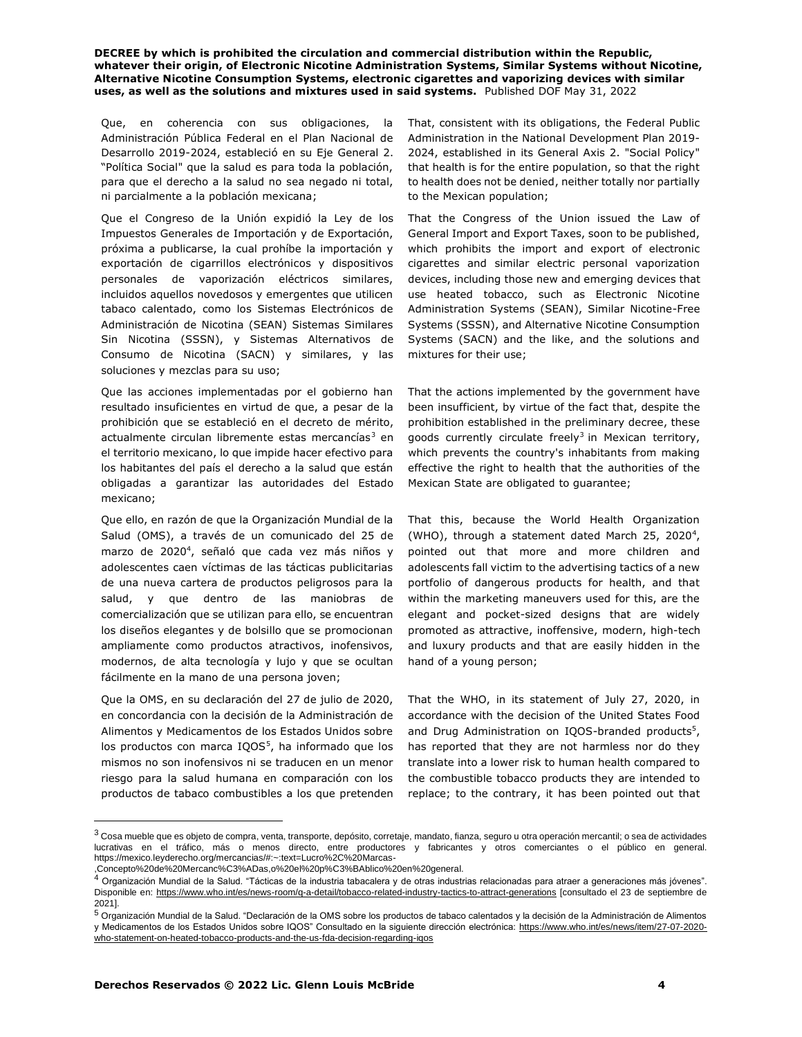Que, en coherencia con sus obligaciones, la Administración Pública Federal en el Plan Nacional de Desarrollo 2019-2024, estableció en su Eje General 2. "Política Social" que la salud es para toda la población, para que el derecho a la salud no sea negado ni total, ni parcialmente a la población mexicana;

That, consistent with its obligations, the Federal Public Administration in the National Development Plan 2019-2024, established in its General Axis 2. "Social Policy" that health is for the entire population, so that the right to health does not be denied, neither totally nor partially to the Mexican population;

Que el Congreso de la Unión expidió la Ley de los Impuestos Generales de Importación y de Exportación, próxima a publicarse, la cual prohíbe la importación y exportación de cigarrillos electrónicos y dispositivos personales de vaporización eléctricos similares, incluidos aquellos novedosos y emergentes que utilicen tabaco calentado, como los Sistemas Electrónicos de Administración de Nicotina (SEAN) Sistemas Similares Sin Nicotina (SSSN), y Sistemas Alternativos de Consumo de Nicotina (SACN) y similares, y las soluciones y mezclas para su uso;

That the Congress of the Union issued the Law of General Import and Export Taxes, soon to be published, which prohibits the import and export of electronic cigarettes and similar electric personal vaporization devices, including those new and emerging devices that use heated tobacco, such as Electronic Nicotine Administration Systems (SEAN), Similar Nicotine-Free Systems (SSSN), and Alternative Nicotine Consumption Systems (SACN) and the like, and the solutions and mixtures for their use;

Que las acciones implementadas por el gobierno han resultado insuficientes en virtud de que, a pesar de la prohibición que se estableció en el decreto de mérito, actualmente circulan libremente estas mercancías[3] en el territorio mexicano, lo que impide hacer efectivo para los habitantes del país el derecho a la salud que están obligadas a garantizar las autoridades del Estado mexicano;

That the actions implemented by the government have been insufficient, by virtue of the fact that, despite the prohibition established in the preliminary decree, these goods currently circulate freely[3] in Mexican territory, which prevents the country's inhabitants from making effective the right to health that the authorities of the Mexican State are obligated to guarantee;

Que ello, en razón de que la Organización Mundial de la Salud (OMS), a través de un comunicado del 25 de marzo de 2020[4], señaló que cada vez más niños y adolescentes caen víctimas de las tácticas publicitarias de una nueva cartera de productos peligrosos para la salud, y que dentro de las maniobras de comercialización que se utilizan para ello, se encuentran los diseños elegantes y de bolsillo que se promocionan ampliamente como productos atractivos, inofensivos, modernos, de alta tecnología y lujo y que se ocultan fácilmente en la mano de una persona joven;

That this, because the World Health Organization (WHO), through a statement dated March 25, 2020[4], pointed out that more and more children and adolescents fall victim to the advertising tactics of a new portfolio of dangerous products for health, and that within the marketing maneuvers used for this, are the elegant and pocket-sized designs that are widely promoted as attractive, inoffensive, modern, high-tech and luxury products and that are easily hidden in the hand of a young person;

Que la OMS, en su declaración del 27 de julio de 2020, en concordancia con la decisión de la Administración de Alimentos y Medicamentos de los Estados Unidos sobre los productos con marca IQOS[5], ha informado que los mismos no son inofensivos ni se traducen en un menor riesgo para la salud humana en comparación con los productos de tabaco combustibles a los que pretenden

That the WHO, in its statement of July 27, 2020, in accordance with the decision of the United States Food and Drug Administration on IQOS-branded products[5], has reported that they are not harmless nor do they translate into a lower risk to human health compared to the combustible tobacco products they are intended to replace; to the contrary, it has been pointed out that

---

[3] Cosa mueble que es objeto de compra, venta, transporte, depósito, corretaje, mandato, fianza, seguro u otra operación mercantil; o sea de actividades lucrativas en el tráfico, más o menos directo, entre productores y fabricantes y otros comerciantes o el público en general. https://mexico.leyderecho.org/mercancias/#:~:text=Lucro%2C%20Marcas-,Concepto%20de%20Mercanc%C3%ADas,o%20el%20p%C3%BAblico%20en%20general.

[4] Organización Mundial de la Salud. "Tácticas de la industria tabacalera y de otras industrias relacionadas para atraer a generaciones más jóvenes". Disponible en: https://www.who.int/es/news-room/q-a-detail/tobacco-related-industry-tactics-to-attract-generations [consultado el 23 de septiembre de 2021].

[5] Organización Mundial de la Salud. "Declaración de la OMS sobre los productos de tabaco calentados y la decisión de la Administración de Alimentos y Medicamentos de los Estados Unidos sobre IQOS" Consultado en la siguiente dirección electrónica: https://www.who.int/es/news/item/27-07-2020-who-statement-on-heated-tobacco-products-and-the-us-fda-decision-regarding-iqos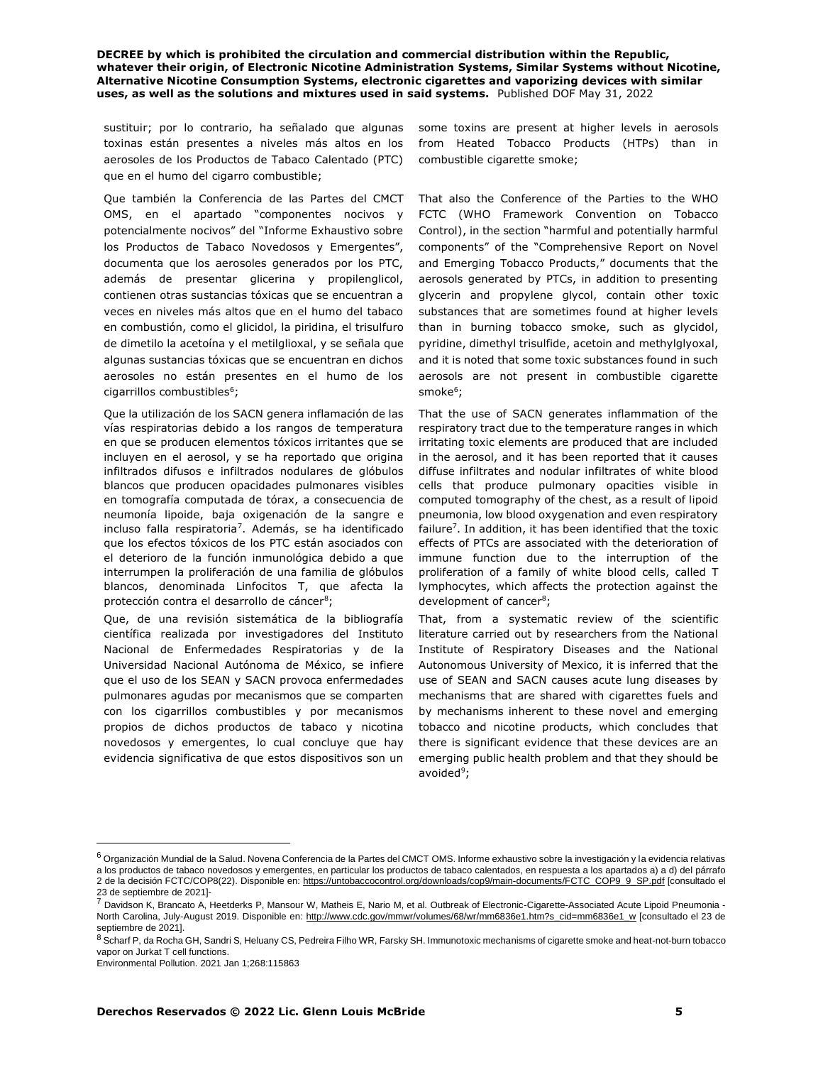sustituir; por lo contrario, ha señalado que algunas toxinas están presentes a niveles más altos en los aerosoles de los Productos de Tabaco Calentado (PTC) que en el humo del cigarro combustible;

some toxins are present at higher levels in aerosols from Heated Tobacco Products (HTPs) than in combustible cigarette smoke;

Que también la Conferencia de las Partes del CMCT OMS, en el apartado "componentes nocivos y potencialmente nocivos" del "Informe Exhaustivo sobre los Productos de Tabaco Novedosos y Emergentes", documenta que los aerosoles generados por los PTC, además de presentar glicerina y propilenglicol, contienen otras sustancias tóxicas que se encuentran a veces en niveles más altos que en el humo del tabaco en combustión, como el glicidol, la piridina, el trisulfuro de dimetilo la acetoína y el metilglioxal, y se señala que algunas sustancias tóxicas que se encuentran en dichos aerosoles no están presentes en el humo de los cigarrillos combustibles[6];

That also the Conference of the Parties to the WHO FCTC (WHO Framework Convention on Tobacco Control), in the section "harmful and potentially harmful components" of the "Comprehensive Report on Novel and Emerging Tobacco Products," documents that the aerosols generated by PTCs, in addition to presenting glycerin and propylene glycol, contain other toxic substances that are sometimes found at higher levels than in burning tobacco smoke, such as glycidol, pyridine, dimethyl trisulfide, acetoin and methylglyoxal, and it is noted that some toxic substances found in such aerosols are not present in combustible cigarette smoke[6];

Que la utilización de los SACN genera inflamación de las vías respiratorias debido a los rangos de temperatura en que se producen elementos tóxicos irritantes que se incluyen en el aerosol, y se ha reportado que origina infiltrados difusos e infiltrados nodulares de glóbulos blancos que producen opacidades pulmonares visibles en tomografía computada de tórax, a consecuencia de neumonía lipoide, baja oxigenación de la sangre e incluso falla respiratoria[7]. Además, se ha identificado que los efectos tóxicos de los PTC están asociados con el deterioro de la función inmunológica debido a que interrumpen la proliferación de una familia de glóbulos blancos, denominada Linfocitos T, que afecta la protección contra el desarrollo de cáncer[8];

That the use of SACN generates inflammation of the respiratory tract due to the temperature ranges in which irritating toxic elements are produced that are included in the aerosol, and it has been reported that it causes diffuse infiltrates and nodular infiltrates of white blood cells that produce pulmonary opacities visible in computed tomography of the chest, as a result of lipoid pneumonia, low blood oxygenation and even respiratory failure[7]. In addition, it has been identified that the toxic effects of PTCs are associated with the deterioration of immune function due to the interruption of the proliferation of a family of white blood cells, called T lymphocytes, which affects the protection against the development of cancer[8];

Que, de una revisión sistemática de la bibliografía científica realizada por investigadores del Instituto Nacional de Enfermedades Respiratorias y de la Universidad Nacional Autónoma de México, se infiere que el uso de los SEAN y SACN provoca enfermedades pulmonares agudas por mecanismos que se comparten con los cigarrillos combustibles y por mecanismos propios de dichos productos de tabaco y nicotina novedosos y emergentes, lo cual concluye que hay evidencia significativa de que estos dispositivos son un

That, from a systematic review of the scientific literature carried out by researchers from the National Institute of Respiratory Diseases and the National Autonomous University of Mexico, it is inferred that the use of SEAN and SACN causes acute lung diseases by mechanisms that are shared with cigarettes fuels and by mechanisms inherent to these novel and emerging tobacco and nicotine products, which concludes that there is significant evidence that these devices are an emerging public health problem and that they should be avoided[9];

---

[6] Organización Mundial de la Salud. Novena Conferencia de la Partes del CMCT OMS. Informe exhaustivo sobre la investigación y la evidencia relativas a los productos de tabaco novedosos y emergentes, en particular los productos de tabaco calentados, en respuesta a los apartados a) a d) del párrafo 2 de la decisión FCTC/COP8(22). Disponible en: https://untobaccocontrol.org/downloads/cop9/main-documents/FCTC_COP9_9_SP.pdf [consultado el 23 de septiembre de 2021]-

[7] Davidson K, Brancato A, Heetderks P, Mansour W, Matheis E, Nario M, et al. Outbreak of Electronic-Cigarette-Associated Acute Lipoid Pneumonia - North Carolina, July-August 2019. Disponible en: http://www.cdc.gov/mmwr/volumes/68/wr/mm6836e1.htm?s_cid=mm6836e1_w [consultado el 23 de septiembre de 2021].

[8] Scharf P, da Rocha GH, Sandri S, Heluany CS, Pedreira Filho WR, Farsky SH. Immunotoxic mechanisms of cigarette smoke and heat-not-burn tobacco vapor on Jurkat T cell functions. Environmental Pollution. 2021 Jan 1;268:115863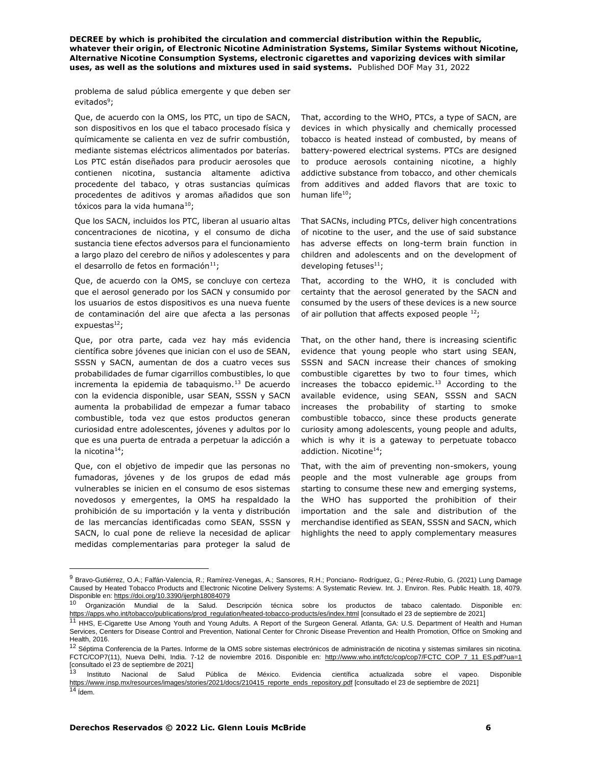problema de salud pública emergente y que deben ser evitados[9];

Que, de acuerdo con la OMS, los PTC, un tipo de SACN, son dispositivos en los que el tabaco procesado física y químicamente se calienta en vez de sufrir combustión, mediante sistemas eléctricos alimentados por baterías. Los PTC están diseñados para producir aerosoles que contienen nicotina, sustancia altamente adictiva procedente del tabaco, y otras sustancias químicas procedentes de aditivos y aromas añadidos que son tóxicos para la vida humana[10];

That, according to the WHO, PTCs, a type of SACN, are devices in which physically and chemically processed tobacco is heated instead of combusted, by means of battery-powered electrical systems. PTCs are designed to produce aerosols containing nicotine, a highly addictive substance from tobacco, and other chemicals from additives and added flavors that are toxic to human life[10];

Que los SACN, incluidos los PTC, liberan al usuario altas concentraciones de nicotina, y el consumo de dicha sustancia tiene efectos adversos para el funcionamiento a largo plazo del cerebro de niños y adolescentes y para el desarrollo de fetos en formación[11];

That SACNs, including PTCs, deliver high concentrations of nicotine to the user, and the use of said substance has adverse effects on long-term brain function in children and adolescents and on the development of developing fetuses[11];

Que, de acuerdo con la OMS, se concluye con certeza que el aerosol generado por los SACN y consumido por los usuarios de estos dispositivos es una nueva fuente de contaminación del aire que afecta a las personas expuestas[12];

That, according to the WHO, it is concluded with certainty that the aerosol generated by the SACN and consumed by the users of these devices is a new source of air pollution that affects exposed people [12];

Que, por otra parte, cada vez hay más evidencia científica sobre jóvenes que inician con el uso de SEAN, SSSN y SACN, aumentan de dos a cuatro veces sus probabilidades de fumar cigarrillos combustibles, lo que incrementa la epidemia de tabaquismo.[13] De acuerdo con la evidencia disponible, usar SEAN, SSSN y SACN aumenta la probabilidad de empezar a fumar tabaco combustible, toda vez que estos productos generan curiosidad entre adolescentes, jóvenes y adultos por lo que es una puerta de entrada a perpetuar la adicción a la nicotina[14];

That, on the other hand, there is increasing scientific evidence that young people who start using SEAN, SSSN and SACN increase their chances of smoking combustible cigarettes by two to four times, which increases the tobacco epidemic.[13] According to the available evidence, using SEAN, SSSN and SACN increases the probability of starting to smoke combustible tobacco, since these products generate curiosity among adolescents, young people and adults, which is why it is a gateway to perpetuate tobacco addiction. Nicotine[14];

Que, con el objetivo de impedir que las personas no fumadoras, jóvenes y de los grupos de edad más vulnerables se inicien en el consumo de esos sistemas novedosos y emergentes, la OMS ha respaldado la prohibición de su importación y la venta y distribución de las mercancías identificadas como SEAN, SSSN y SACN, lo cual pone de relieve la necesidad de aplicar medidas complementarias para proteger la salud de

That, with the aim of preventing non-smokers, young people and the most vulnerable age groups from starting to consume these new and emerging systems, the WHO has supported the prohibition of their importation and the sale and distribution of the merchandise identified as SEAN, SSSN and SACN, which highlights the need to apply complementary measures

---

[9] Bravo-Gutiérrez, O.A.; Falfán-Valencia, R.; Ramírez-Venegas, A.; Sansores, R.H.; Ponciano- Rodríguez, G.; Pérez-Rubio, G. (2021) Lung Damage Caused by Heated Tobacco Products and Electronic Nicotine Delivery Systems: A Systematic Review. Int. J. Environ. Res. Public Health. 18, 4079. Disponible en: https://doi.org/10.3390/ijerph18084079

[10] Organización Mundial de la Salud. Descripción técnica sobre los productos de tabaco calentado. Disponible en: https://apps.who.int/tobacco/publications/prod_regulation/heated-tobacco-products/es/index.html [consultado el 23 de septiembre de 2021]

[11] HHS, E-Cigarette Use Among Youth and Young Adults. A Report of the Surgeon General. Atlanta, GA: U.S. Department of Health and Human Services, Centers for Disease Control and Prevention, National Center for Chronic Disease Prevention and Health Promotion, Office on Smoking and Health, 2016.

[12] Séptima Conferencia de la Partes. Informe de la OMS sobre sistemas electrónicos de administración de nicotina y sistemas similares sin nicotina. FCTC/COP7(11), Nueva Delhi, India. 7-12 de noviembre 2016. Disponible en: http://www.who.int/fctc/cop/cop7/FCTC_COP_7_11_ES.pdf?ua=1 [consultado el 23 de septiembre de 2021]

[13] Instituto Nacional de Salud Pública de México. Evidencia científica actualizada sobre el vapeo. Disponible https://www.insp.mx/resources/images/stories/2021/docs/210415_reporte_ends_repository.pdf [consultado el 23 de septiembre de 2021]

[14] Ídem.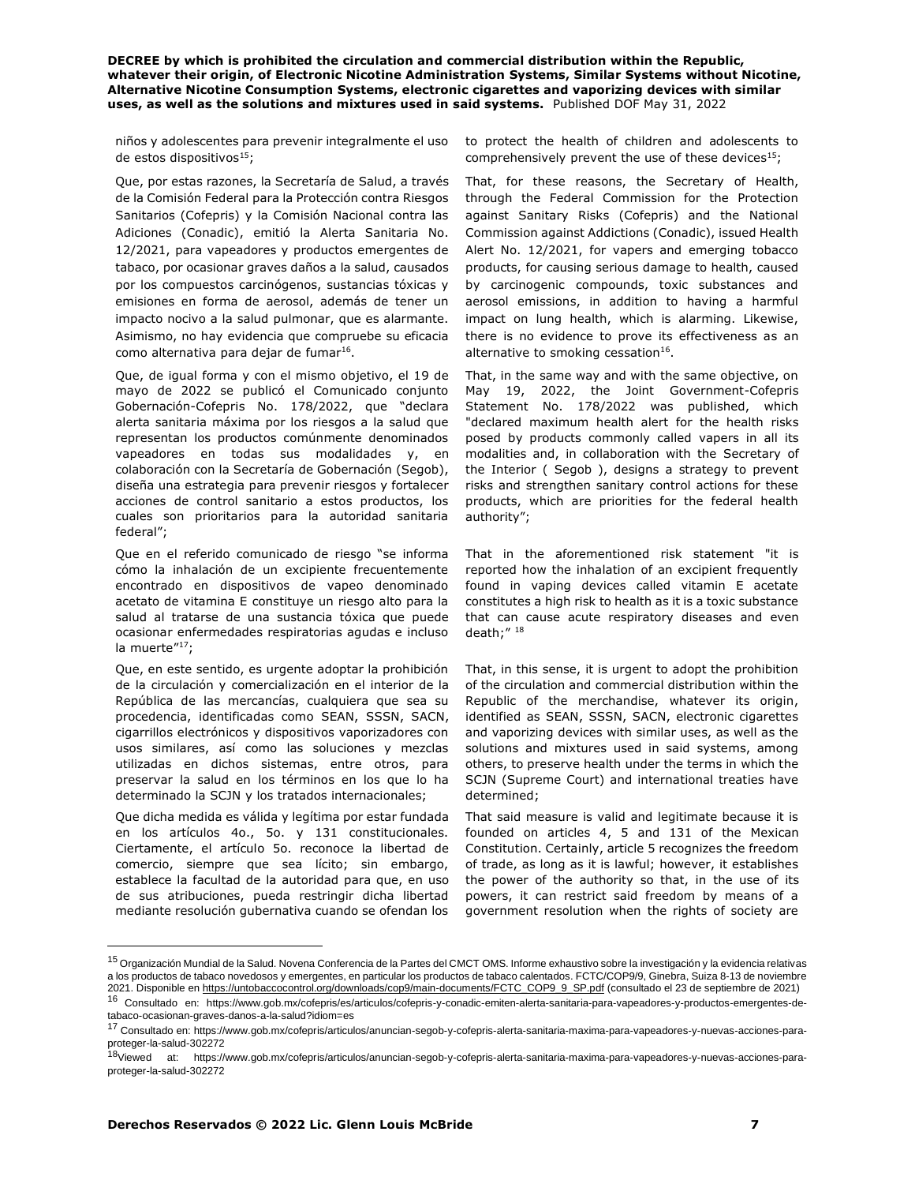niños y adolescentes para prevenir integralmente el uso de estos dispositivos[15];

Que, por estas razones, la Secretaría de Salud, a través de la Comisión Federal para la Protección contra Riesgos Sanitarios (Cofepris) y la Comisión Nacional contra las Adiciones (Conadic), emitió la Alerta Sanitaria No. 12/2021, para vapeadores y productos emergentes de tabaco, por ocasionar graves daños a la salud, causados por los compuestos carcinógenos, sustancias tóxicas y emisiones en forma de aerosol, además de tener un impacto nocivo a la salud pulmonar, que es alarmante. Asimismo, no hay evidencia que compruebe su eficacia como alternativa para dejar de fumar[16].

Que, de igual forma y con el mismo objetivo, el 19 de mayo de 2022 se publicó el Comunicado conjunto Gobernación-Cofepris No. 178/2022, que "declara alerta sanitaria máxima por los riesgos a la salud que representan los productos comúnmente denominados vapeadores en todas sus modalidades y, en colaboración con la Secretaría de Gobernación (Segob), diseña una estrategia para prevenir riesgos y fortalecer acciones de control sanitario a estos productos, los cuales son prioritarios para la autoridad sanitaria federal";

Que en el referido comunicado de riesgo "se informa cómo la inhalación de un excipiente frecuentemente encontrado en dispositivos de vapeo denominado acetato de vitamina E constituye un riesgo alto para la salud al tratarse de una sustancia tóxica que puede ocasionar enfermedades respiratorias agudas e incluso la muerte"[17];

Que, en este sentido, es urgente adoptar la prohibición de la circulación y comercialización en el interior de la República de las mercancías, cualquiera que sea su procedencia, identificadas como SEAN, SSSN, SACN, cigarrillos electrónicos y dispositivos vaporizadores con usos similares, así como las soluciones y mezclas utilizadas en dichos sistemas, entre otros, para preservar la salud en los términos en los que lo ha determinado la SCJN y los tratados internacionales;

Que dicha medida es válida y legítima por estar fundada en los artículos 4o., 5o. y 131 constitucionales. Ciertamente, el artículo 5o. reconoce la libertad de comercio, siempre que sea lícito; sin embargo, establece la facultad de la autoridad para que, en uso de sus atribuciones, pueda restringir dicha libertad mediante resolución gubernativa cuando se ofendan los

to protect the health of children and adolescents to comprehensively prevent the use of these devices[15];

That, for these reasons, the Secretary of Health, through the Federal Commission for the Protection against Sanitary Risks (Cofepris) and the National Commission against Addictions (Conadic), issued Health Alert No. 12/2021, for vapers and emerging tobacco products, for causing serious damage to health, caused by carcinogenic compounds, toxic substances and aerosol emissions, in addition to having a harmful impact on lung health, which is alarming. Likewise, there is no evidence to prove its effectiveness as an alternative to smoking cessation[16].

That, in the same way and with the same objective, on May 19, 2022, the Joint Government-Cofepris Statement No. 178/2022 was published, which "declared maximum health alert for the health risks posed by products commonly called vapers in all its modalities and, in collaboration with the Secretary of the Interior ( Segob ), designs a strategy to prevent risks and strengthen sanitary control actions for these products, which are priorities for the federal health authority";

That in the aforementioned risk statement "it is reported how the inhalation of an excipient frequently found in vaping devices called vitamin E acetate constitutes a high risk to health as it is a toxic substance that can cause acute respiratory diseases and even death;" [18]

That, in this sense, it is urgent to adopt the prohibition of the circulation and commercial distribution within the Republic of the merchandise, whatever its origin, identified as SEAN, SSSN, SACN, electronic cigarettes and vaporizing devices with similar uses, as well as the solutions and mixtures used in said systems, among others, to preserve health under the terms in which the SCJN (Supreme Court) and international treaties have determined;

That said measure is valid and legitimate because it is founded on articles 4, 5 and 131 of the Mexican Constitution. Certainly, article 5 recognizes the freedom of trade, as long as it is lawful; however, it establishes the power of the authority so that, in the use of its powers, it can restrict said freedom by means of a government resolution when the rights of society are

---

[15] Organización Mundial de la Salud. Novena Conferencia de la Partes del CMCT OMS. Informe exhaustivo sobre la investigación y la evidencia relativas a los productos de tabaco novedosos y emergentes, en particular los productos de tabaco calentados. FCTC/COP9/9, Ginebra, Suiza 8-13 de noviembre 2021. Disponible en https://untobaccocontrol.org/downloads/cop9/main-documents/FCTC_COP9_9_SP.pdf (consultado el 23 de septiembre de 2021)

[16] Consultado en: https://www.gob.mx/cofepris/es/articulos/cofepris-y-conadic-emiten-alerta-sanitaria-para-vapeadores-y-productos-emergentes-de-tabaco-ocasionan-graves-danos-a-la-salud?idiom=es

[17] Consultado en: https://www.gob.mx/cofepris/articulos/anuncian-segob-y-cofepris-alerta-sanitaria-maxima-para-vapeadores-y-nuevas-acciones-para-proteger-la-salud-302272

[18] Viewed at: https://www.gob.mx/cofepris/articulos/anuncian-segob-y-cofepris-alerta-sanitaria-maxima-para-vapeadores-y-nuevas-acciones-para-proteger-la-salud-302272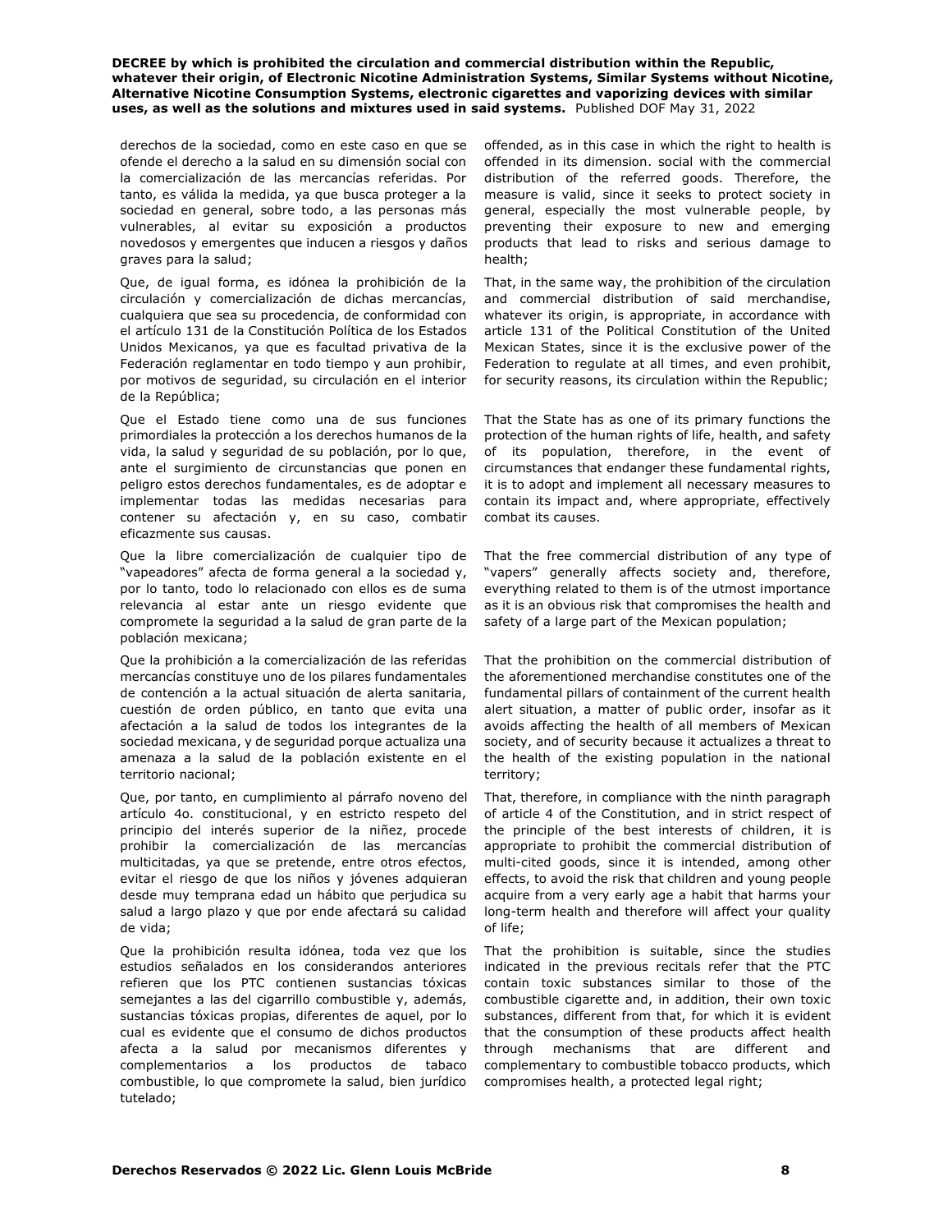derechos de la sociedad, como en este caso en que se ofende el derecho a la salud en su dimensión social con la comercialización de las mercancías referidas. Por tanto, es válida la medida, ya que busca proteger a la sociedad en general, sobre todo, a las personas más vulnerables, al evitar su exposición a productos novedosos y emergentes que inducen a riesgos y daños graves para la salud;

offended, as in this case in which the right to health is offended in its dimension. social with the commercial distribution of the referred goods. Therefore, the measure is valid, since it seeks to protect society in general, especially the most vulnerable people, by preventing their exposure to new and emerging products that lead to risks and serious damage to health;

Que, de igual forma, es idónea la prohibición de la circulación y comercialización de dichas mercancías, cualquiera que sea su procedencia, de conformidad con el artículo 131 de la Constitución Política de los Estados Unidos Mexicanos, ya que es facultad privativa de la Federación reglamentar en todo tiempo y aun prohibir, por motivos de seguridad, su circulación en el interior de la República;

That, in the same way, the prohibition of the circulation and commercial distribution of said merchandise, whatever its origin, is appropriate, in accordance with article 131 of the Political Constitution of the United Mexican States, since it is the exclusive power of the Federation to regulate at all times, and even prohibit, for security reasons, its circulation within the Republic;

Que el Estado tiene como una de sus funciones primordiales la protección a los derechos humanos de la vida, la salud y seguridad de su población, por lo que, ante el surgimiento de circunstancias que ponen en peligro estos derechos fundamentales, es de adoptar e implementar todas las medidas necesarias para contener su afectación y, en su caso, combatir eficazmente sus causas.

That the State has as one of its primary functions the protection of the human rights of life, health, and safety of its population, therefore, in the event of circumstances that endanger these fundamental rights, it is to adopt and implement all necessary measures to contain its impact and, where appropriate, effectively combat its causes.

Que la libre comercialización de cualquier tipo de "vapeadores" afecta de forma general a la sociedad y, por lo tanto, todo lo relacionado con ellos es de suma relevancia al estar ante un riesgo evidente que compromete la seguridad a la salud de gran parte de la población mexicana;

That the free commercial distribution of any type of "vapers" generally affects society and, therefore, everything related to them is of the utmost importance as it is an obvious risk that compromises the health and safety of a large part of the Mexican population;

Que la prohibición a la comercialización de las referidas mercancías constituye uno de los pilares fundamentales de contención a la actual situación de alerta sanitaria, cuestión de orden público, en tanto que evita una afectación a la salud de todos los integrantes de la sociedad mexicana, y de seguridad porque actualiza una amenaza a la salud de la población existente en el territorio nacional;

That the prohibition on the commercial distribution of the aforementioned merchandise constitutes one of the fundamental pillars of containment of the current health alert situation, a matter of public order, insofar as it avoids affecting the health of all members of Mexican society, and of security because it actualizes a threat to the health of the existing population in the national territory;

Que, por tanto, en cumplimiento al párrafo noveno del artículo 4o. constitucional, y en estricto respeto del principio del interés superior de la niñez, procede prohibir la comercialización de las mercancías multicitadas, ya que se pretende, entre otros efectos, evitar el riesgo de que los niños y jóvenes adquieran desde muy temprana edad un hábito que perjudica su salud a largo plazo y que por ende afectará su calidad de vida;

That, therefore, in compliance with the ninth paragraph of article 4 of the Constitution, and in strict respect of the principle of the best interests of children, it is appropriate to prohibit the commercial distribution of multi-cited goods, since it is intended, among other effects, to avoid the risk that children and young people acquire from a very early age a habit that harms your long-term health and therefore will affect your quality of life;

Que la prohibición resulta idónea, toda vez que los estudios señalados en los considerandos anteriores refieren que los PTC contienen sustancias tóxicas semejantes a las del cigarrillo combustible y, además, sustancias tóxicas propias, diferentes de aquel, por lo cual es evidente que el consumo de dichos productos afecta a la salud por mecanismos diferentes y complementarios a los productos de tabaco combustible, lo que compromete la salud, bien jurídico tutelado;

That the prohibition is suitable, since the studies indicated in the previous recitals refer that the PTC contain toxic substances similar to those of the combustible cigarette and, in addition, their own toxic substances, different from that, for which it is evident that the consumption of these products affect health through mechanisms that are different and complementary to combustible tobacco products, which compromises health, a protected legal right;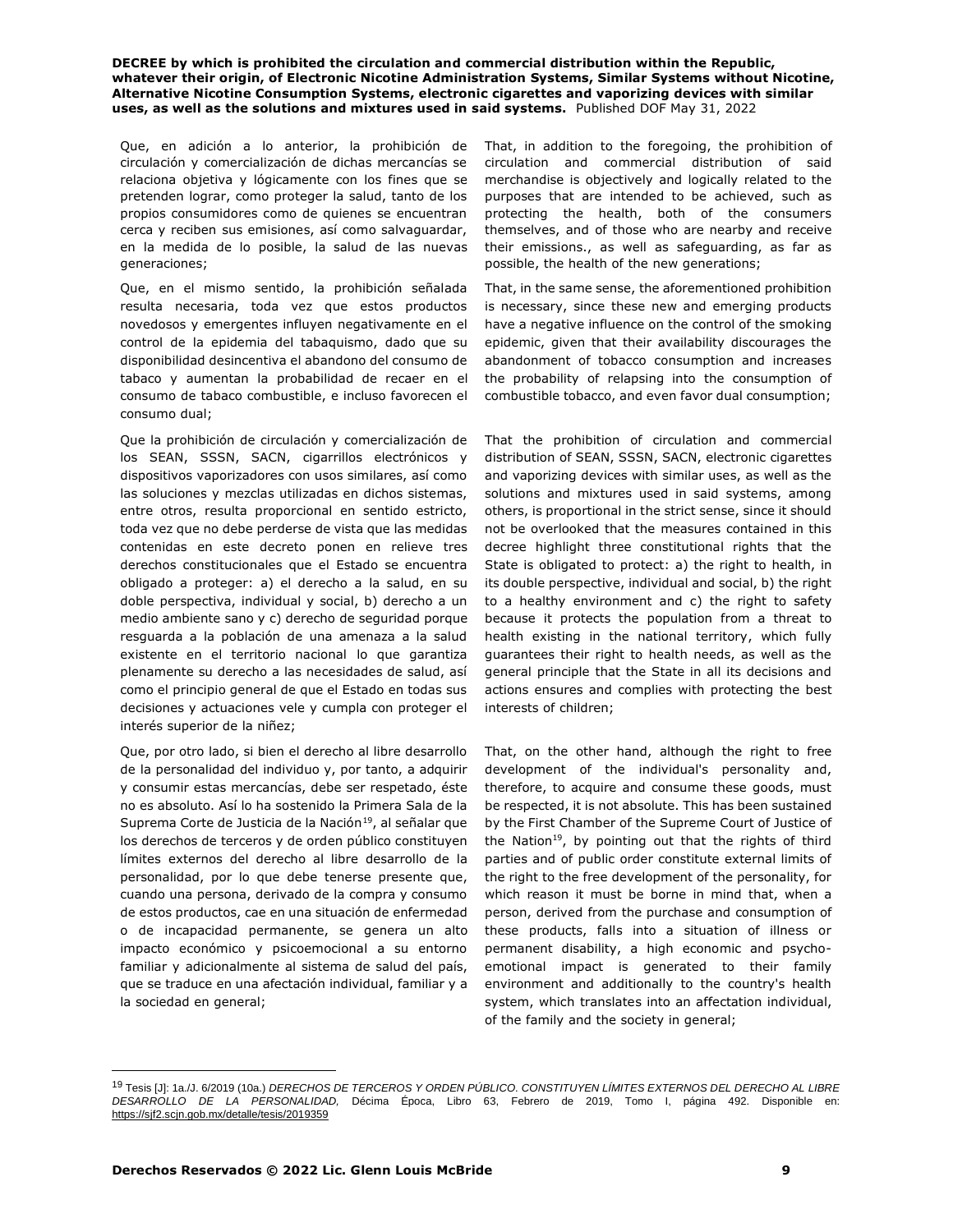Que, en adición a lo anterior, la prohibición de circulación y comercialización de dichas mercancías se relaciona objetiva y lógicamente con los fines que se pretenden lograr, como proteger la salud, tanto de los propios consumidores como de quienes se encuentran cerca y reciben sus emisiones, así como salvaguardar, en la medida de lo posible, la salud de las nuevas generaciones;

That, in addition to the foregoing, the prohibition of circulation and commercial distribution of said merchandise is objectively and logically related to the purposes that are intended to be achieved, such as protecting the health, both of the consumers themselves, and of those who are nearby and receive their emissions., as well as safeguarding, as far as possible, the health of the new generations;

Que, en el mismo sentido, la prohibición señalada resulta necesaria, toda vez que estos productos novedosos y emergentes influyen negativamente en el control de la epidemia del tabaquismo, dado que su disponibilidad desincentiva el abandono del consumo de tabaco y aumentan la probabilidad de recaer en el consumo de tabaco combustible, e incluso favorecen el consumo dual;

That, in the same sense, the aforementioned prohibition is necessary, since these new and emerging products have a negative influence on the control of the smoking epidemic, given that their availability discourages the abandonment of tobacco consumption and increases the probability of relapsing into the consumption of combustible tobacco, and even favor dual consumption;

Que la prohibición de circulación y comercialización de los SEAN, SSSN, SACN, cigarrillos electrónicos y dispositivos vaporizadores con usos similares, así como las soluciones y mezclas utilizadas en dichos sistemas, entre otros, resulta proporcional en sentido estricto, toda vez que no debe perderse de vista que las medidas contenidas en este decreto ponen en relieve tres derechos constitucionales que el Estado se encuentra obligado a proteger: a) el derecho a la salud, en su doble perspectiva, individual y social, b) derecho a un medio ambiente sano y c) derecho de seguridad porque resguarda a la población de una amenaza a la salud existente en el territorio nacional lo que garantiza plenamente su derecho a las necesidades de salud, así como el principio general de que el Estado en todas sus decisiones y actuaciones vele y cumpla con proteger el interés superior de la niñez;

That the prohibition of circulation and commercial distribution of SEAN, SSSN, SACN, electronic cigarettes and vaporizing devices with similar uses, as well as the solutions and mixtures used in said systems, among others, is proportional in the strict sense, since it should not be overlooked that the measures contained in this decree highlight three constitutional rights that the State is obligated to protect: a) the right to health, in its double perspective, individual and social, b) the right to a healthy environment and c) the right to safety because it protects the population from a threat to health existing in the national territory, which fully guarantees their right to health needs, as well as the general principle that the State in all its decisions and actions ensures and complies with protecting the best interests of children;

Que, por otro lado, si bien el derecho al libre desarrollo de la personalidad del individuo y, por tanto, a adquirir y consumir estas mercancías, debe ser respetado, éste no es absoluto. Así lo ha sostenido la Primera Sala de la Suprema Corte de Justicia de la Nación[19], al señalar que los derechos de terceros y de orden público constituyen límites externos del derecho al libre desarrollo de la personalidad, por lo que debe tenerse presente que, cuando una persona, derivado de la compra y consumo de estos productos, cae en una situación de enfermedad o de incapacidad permanente, se genera un alto impacto económico y psicoemocional a su entorno familiar y adicionalmente al sistema de salud del país, que se traduce en una afectación individual, familiar y a la sociedad en general;

That, on the other hand, although the right to free development of the individual's personality and, therefore, to acquire and consume these goods, must be respected, it is not absolute. This has been sustained by the First Chamber of the Supreme Court of Justice of the Nation[19], by pointing out that the rights of third parties and of public order constitute external limits of the right to the free development of the personality, for which reason it must be borne in mind that, when a person, derived from the purchase and consumption of these products, falls into a situation of illness or permanent disability, a high economic and psycho-emotional impact is generated to their family environment and additionally to the country's health system, which translates into an affectation individual, of the family and the society in general;

---

[19] Tesis [J]: 1a./J. 6/2019 (10a.) *DERECHOS DE TERCEROS Y ORDEN PÚBLICO. CONSTITUYEN LÍMITES EXTERNOS DEL DERECHO AL LIBRE DESARROLLO DE LA PERSONALIDAD,* Décima Época, Libro 63, Febrero de 2019, Tomo I, página 492. Disponible en: https://sjf2.scjn.gob.mx/detalle/tesis/2019359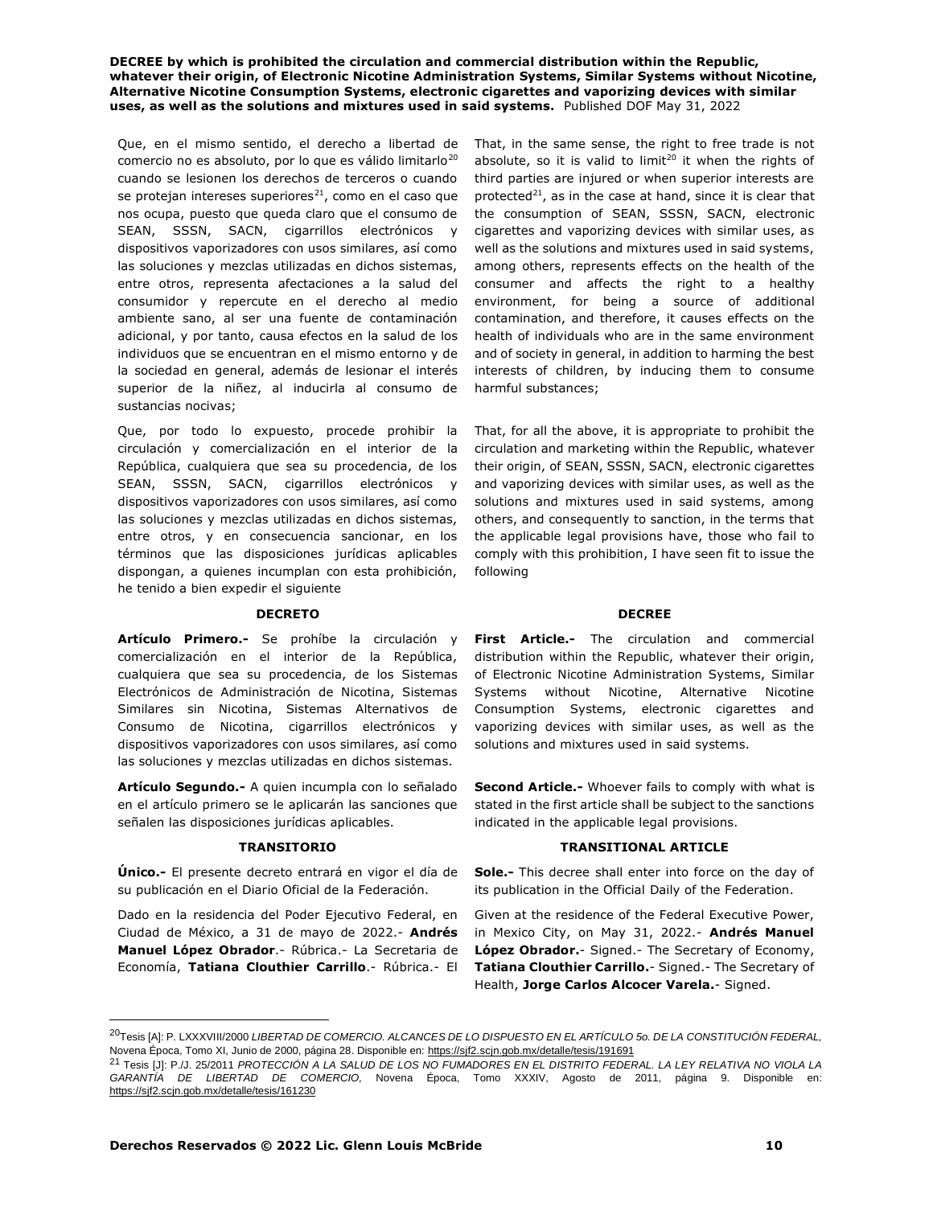Que, en el mismo sentido, el derecho a libertad de comercio no es absoluto, por lo que es válido limitarlo[20] cuando se lesionen los derechos de terceros o cuando se protejan intereses superiores[21], como en el caso que nos ocupa, puesto que queda claro que el consumo de SEAN, SSSN, SACN, cigarrillos electrónicos y dispositivos vaporizadores con usos similares, así como las soluciones y mezclas utilizadas en dichos sistemas, entre otros, representa afectaciones a la salud del consumidor y repercute en el derecho al medio ambiente sano, al ser una fuente de contaminación adicional, y por tanto, causa efectos en la salud de los individuos que se encuentran en el mismo entorno y de la sociedad en general, además de lesionar el interés superior de la niñez, al inducirla al consumo de sustancias nocivas;

That, in the same sense, the right to free trade is not absolute, so it is valid to limit[20] it when the rights of third parties are injured or when superior interests are protected[21], as in the case at hand, since it is clear that the consumption of SEAN, SSSN, SACN, electronic cigarettes and vaporizing devices with similar uses, as well as the solutions and mixtures used in said systems, among others, represents effects on the health of the consumer and affects the right to a healthy environment, for being a source of additional contamination, and therefore, it causes effects on the health of individuals who are in the same environment and of society in general, in addition to harming the best interests of children, by inducing them to consume harmful substances;

Que, por todo lo expuesto, procede prohibir la circulación y comercialización en el interior de la República, cualquiera que sea su procedencia, de los SEAN, SSSN, SACN, cigarrillos electrónicos y dispositivos vaporizadores con usos similares, así como las soluciones y mezclas utilizadas en dichos sistemas, entre otros, y en consecuencia sancionar, en los términos que las disposiciones jurídicas aplicables dispongan, a quienes incumplan con esta prohibición, he tenido a bien expedir el siguiente

That, for all the above, it is appropriate to prohibit the circulation and marketing within the Republic, whatever their origin, of SEAN, SSSN, SACN, electronic cigarettes and vaporizing devices with similar uses, as well as the solutions and mixtures used in said systems, among others, and consequently to sanction, in the terms that the applicable legal provisions have, those who fail to comply with this prohibition, I have seen fit to issue the following

## DECRETO

**Artículo Primero.-** Se prohíbe la circulación y comercialización en el interior de la República, cualquiera que sea su procedencia, de los Sistemas Electrónicos de Administración de Nicotina, Sistemas Similares sin Nicotina, Sistemas Alternativos de Consumo de Nicotina, cigarrillos electrónicos y dispositivos vaporizadores con usos similares, así como las soluciones y mezclas utilizadas en dichos sistemas.

**Artículo Segundo.-** A quien incumpla con lo señalado en el artículo primero se le aplicarán las sanciones que señalen las disposiciones jurídicas aplicables.

## DECREE

**First Article.-** The circulation and commercial distribution within the Republic, whatever their origin, of Electronic Nicotine Administration Systems, Similar Systems without Nicotine, Alternative Nicotine Consumption Systems, electronic cigarettes and vaporizing devices with similar uses, as well as the solutions and mixtures used in said systems.

**Second Article.-** Whoever fails to comply with what is stated in the first article shall be subject to the sanctions indicated in the applicable legal provisions.

## TRANSITORIO

**Único.-** El presente decreto entrará en vigor el día de su publicación en el Diario Oficial de la Federación.

Dado en la residencia del Poder Ejecutivo Federal, en Ciudad de México, a 31 de mayo de 2022.- **Andrés Manuel López Obrador**.- Rúbrica.- La Secretaria de Economía, **Tatiana Clouthier Carrillo**.- Rúbrica.- El

## TRANSITIONAL ARTICLE

**Sole.-** This decree shall enter into force on the day of its publication in the Official Daily of the Federation.

Given at the residence of the Federal Executive Power, in Mexico City, on May 31, 2022.- **Andrés Manuel López Obrador.**- Signed.- The Secretary of Economy, **Tatiana Clouthier Carrillo.**- Signed.- The Secretary of Health, **Jorge Carlos Alcocer Varela.**- Signed.

---

[20] Tesis [A]: P. LXXXVIII/2000 *LIBERTAD DE COMERCIO. ALCANCES DE LO DISPUESTO EN EL ARTÍCULO 5o. DE LA CONSTITUCIÓN FEDERAL*, Novena Época, Tomo XI, Junio de 2000, página 28. Disponible en: https://sjf2.scjn.gob.mx/detalle/tesis/191691

[21] Tesis [J]: P./J. 25/2011 *PROTECCIÓN A LA SALUD DE LOS NO FUMADORES EN EL DISTRITO FEDERAL. LA LEY RELATIVA NO VIOLA LA GARANTÍA DE LIBERTAD DE COMERCIO,* Novena Época, Tomo XXXIV, Agosto de 2011, página 9. Disponible en: https://sjf2.scjn.gob.mx/detalle/tesis/161230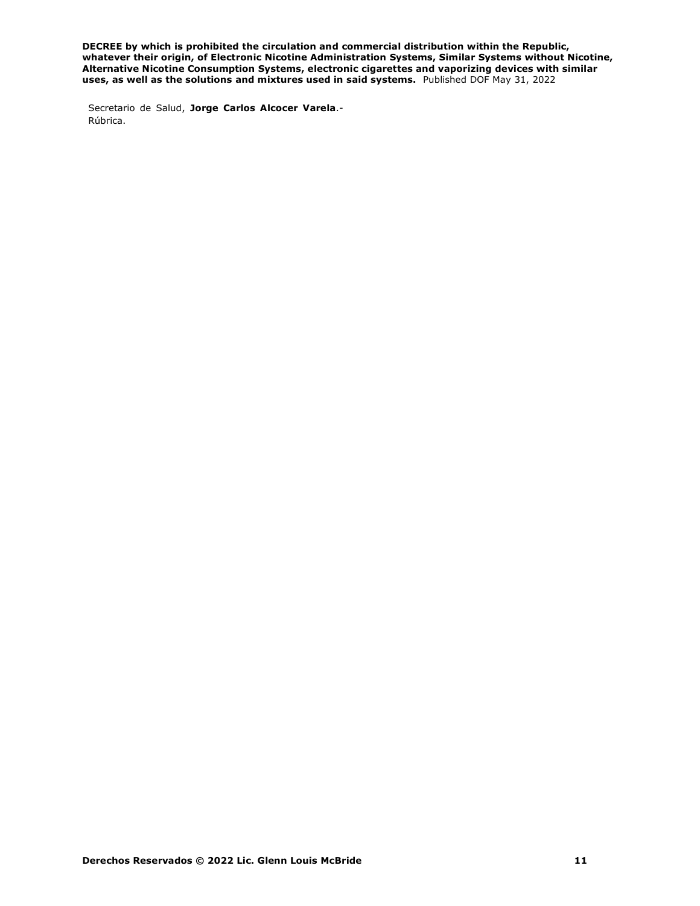Secretario de Salud, **Jorge Carlos Alcocer Varela**.- Rúbrica.